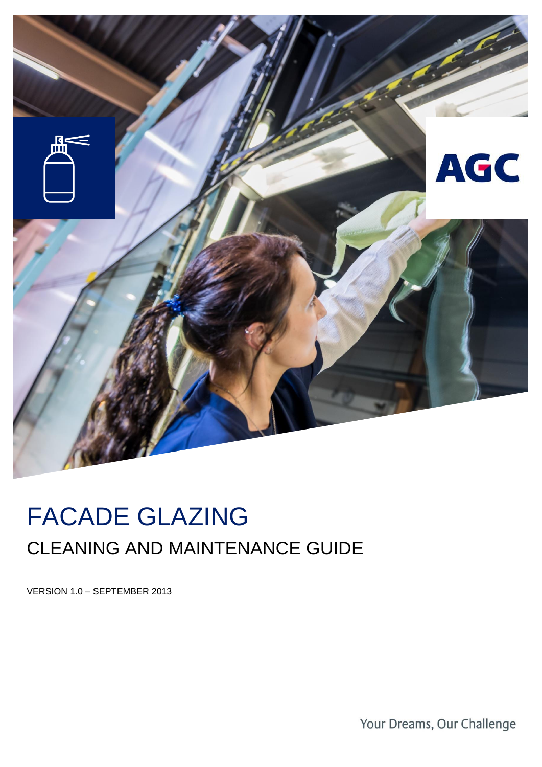AGC

# FACADE GLAZING

## CLEANING AND MAINTENANCE GUIDE

VERSION 1.0 – SEPTEMBER 2013

Your Dreams, Our Challenge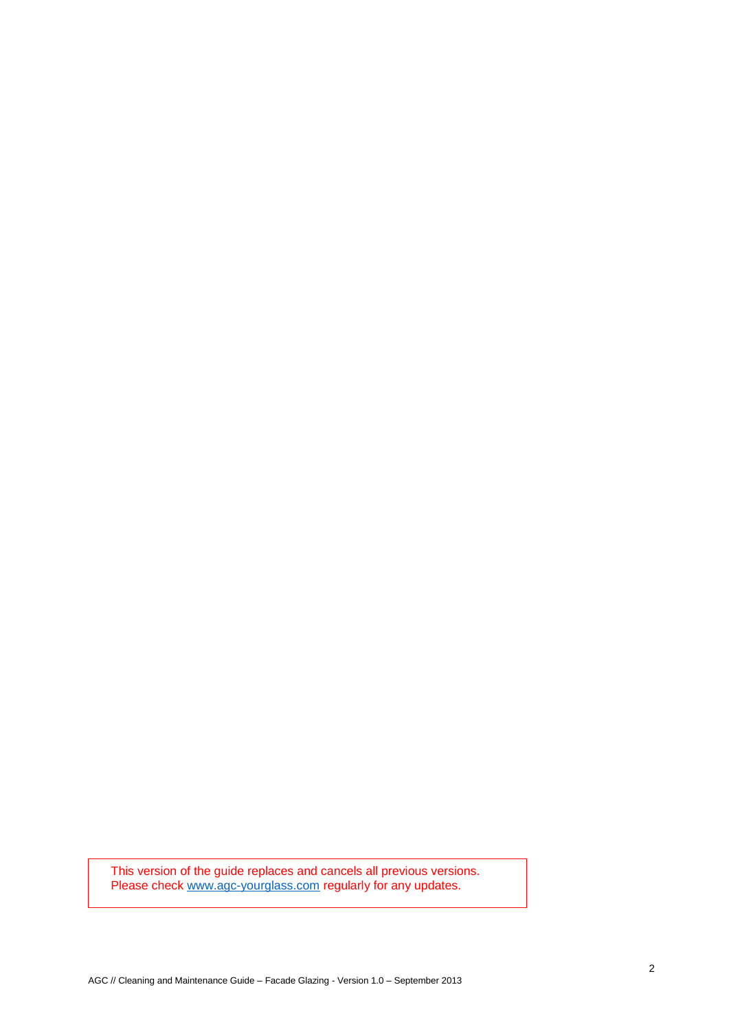This version of the guide replaces and cancels all previous versions.
Please check [www.agc-yourglass.com](http://www.agc-yourglass.com) regularly for any updates.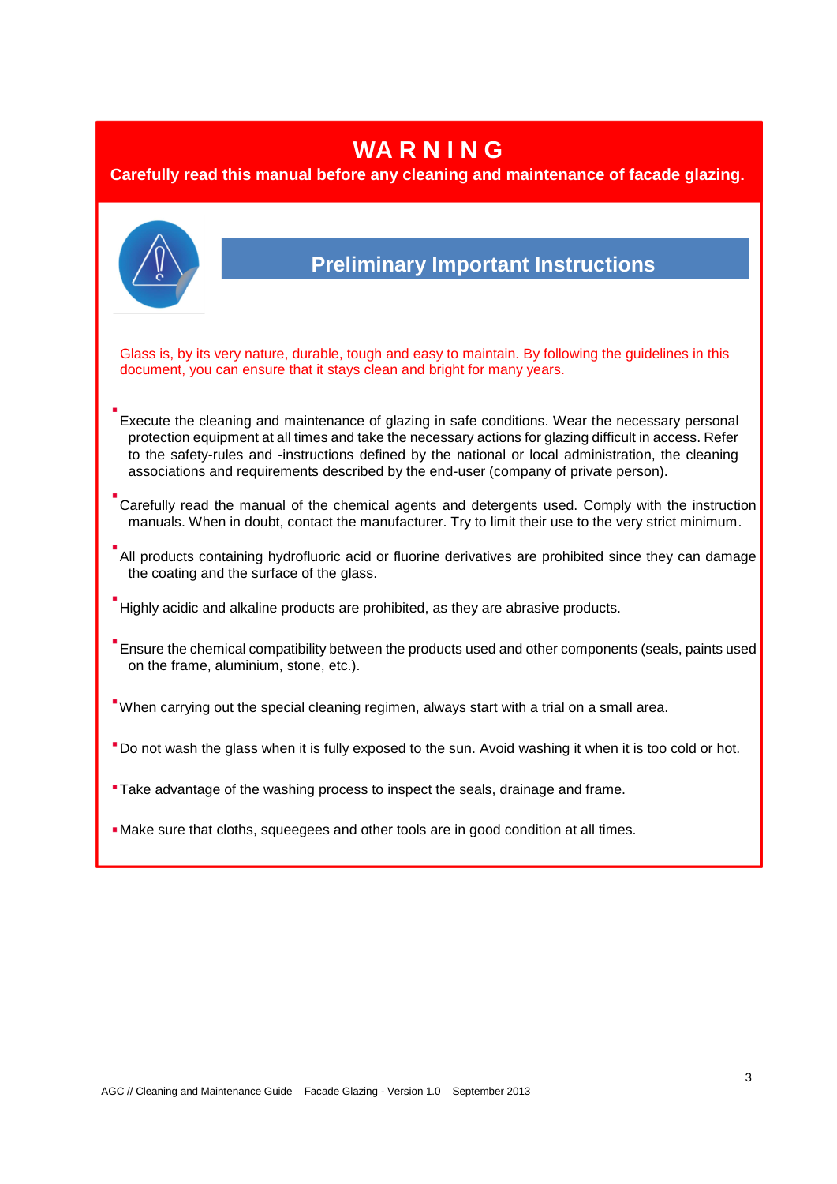# WARNING

**Carefully read this manual before any cleaning and maintenance of facade glazing.**

## Preliminary Important Instructions

Glass is, by its very nature, durable, tough and easy to maintain. By following the guidelines in this document, you can ensure that it stays clean and bright for many years.

- Execute the cleaning and maintenance of glazing in safe conditions. Wear the necessary personal protection equipment at all times and take the necessary actions for glazing difficult in access. Refer to the safety-rules and -instructions defined by the national or local administration, the cleaning associations and requirements described by the end-user (company of private person).
- Carefully read the manual of the chemical agents and detergents used. Comply with the instruction manuals. When in doubt, contact the manufacturer. Try to limit their use to the very strict minimum.
- All products containing hydrofluoric acid or fluorine derivatives are prohibited since they can damage the coating and the surface of the glass.
- Highly acidic and alkaline products are prohibited, as they are abrasive products.
- Ensure the chemical compatibility between the products used and other components (seals, paints used on the frame, aluminium, stone, etc.).
- When carrying out the special cleaning regimen, always start with a trial on a small area.
- Do not wash the glass when it is fully exposed to the sun. Avoid washing it when it is too cold or hot.
- Take advantage of the washing process to inspect the seals, drainage and frame.
- Make sure that cloths, squeegees and other tools are in good condition at all times.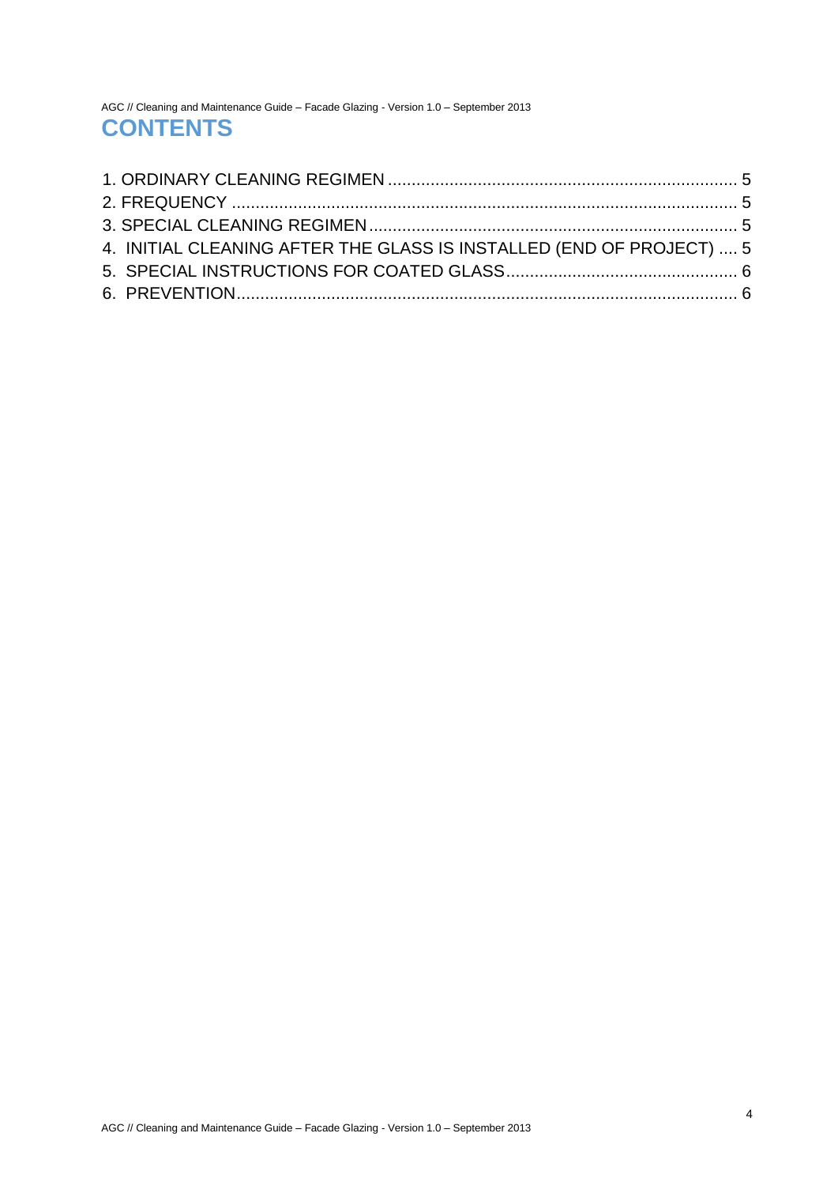# CONTENTS

1. ORDINARY CLEANING REGIMEN ........................................................................ 5
2. FREQUENCY ........................................................................................................ 5
3. SPECIAL CLEANING REGIMEN ............................................................................ 5
4. INITIAL CLEANING AFTER THE GLASS IS INSTALLED (END OF PROJECT) .... 5
5. SPECIAL INSTRUCTIONS FOR COATED GLASS ................................................ 6
6. PREVENTION ........................................................................................................ 6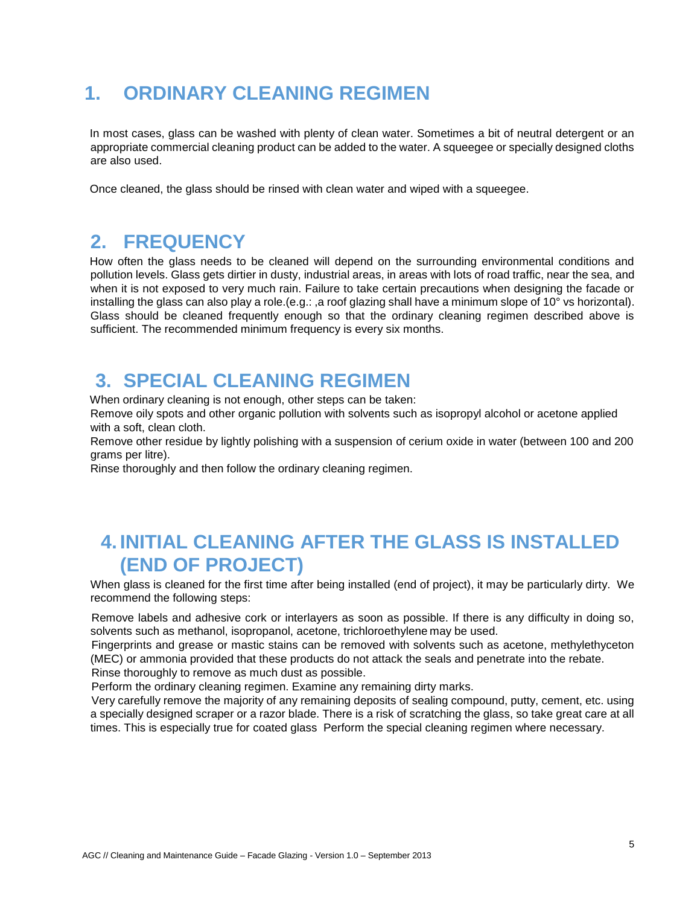## 1. ORDINARY CLEANING REGIMEN

In most cases, glass can be washed with plenty of clean water. Sometimes a bit of neutral detergent or an appropriate commercial cleaning product can be added to the water. A squeegee or specially designed cloths are also used.

Once cleaned, the glass should be rinsed with clean water and wiped with a squeegee.

## 2. FREQUENCY

How often the glass needs to be cleaned will depend on the surrounding environmental conditions and pollution levels. Glass gets dirtier in dusty, industrial areas, in areas with lots of road traffic, near the sea, and when it is not exposed to very much rain. Failure to take certain precautions when designing the facade or installing the glass can also play a role.(e.g.: ,a roof glazing shall have a minimum slope of 10° vs horizontal). Glass should be cleaned frequently enough so that the ordinary cleaning regimen described above is sufficient. The recommended minimum frequency is every six months.

## 3. SPECIAL CLEANING REGIMEN

When ordinary cleaning is not enough, other steps can be taken:

Remove oily spots and other organic pollution with solvents such as isopropyl alcohol or acetone applied with a soft, clean cloth.

Remove other residue by lightly polishing with a suspension of cerium oxide in water (between 100 and 200 grams per litre).

Rinse thoroughly and then follow the ordinary cleaning regimen.

## 4. INITIAL CLEANING AFTER THE GLASS IS INSTALLED (END OF PROJECT)

When glass is cleaned for the first time after being installed (end of project), it may be particularly dirty. We recommend the following steps:

Remove labels and adhesive cork or interlayers as soon as possible. If there is any difficulty in doing so, solvents such as methanol, isopropanol, acetone, trichloroethylene may be used.

Fingerprints and grease or mastic stains can be removed with solvents such as acetone, methylethyceton (MEC) or ammonia provided that these products do not attack the seals and penetrate into the rebate.

Rinse thoroughly to remove as much dust as possible.

Perform the ordinary cleaning regimen. Examine any remaining dirty marks.

Very carefully remove the majority of any remaining deposits of sealing compound, putty, cement, etc. using a specially designed scraper or a razor blade. There is a risk of scratching the glass, so take great care at all times. This is especially true for coated glass Perform the special cleaning regimen where necessary.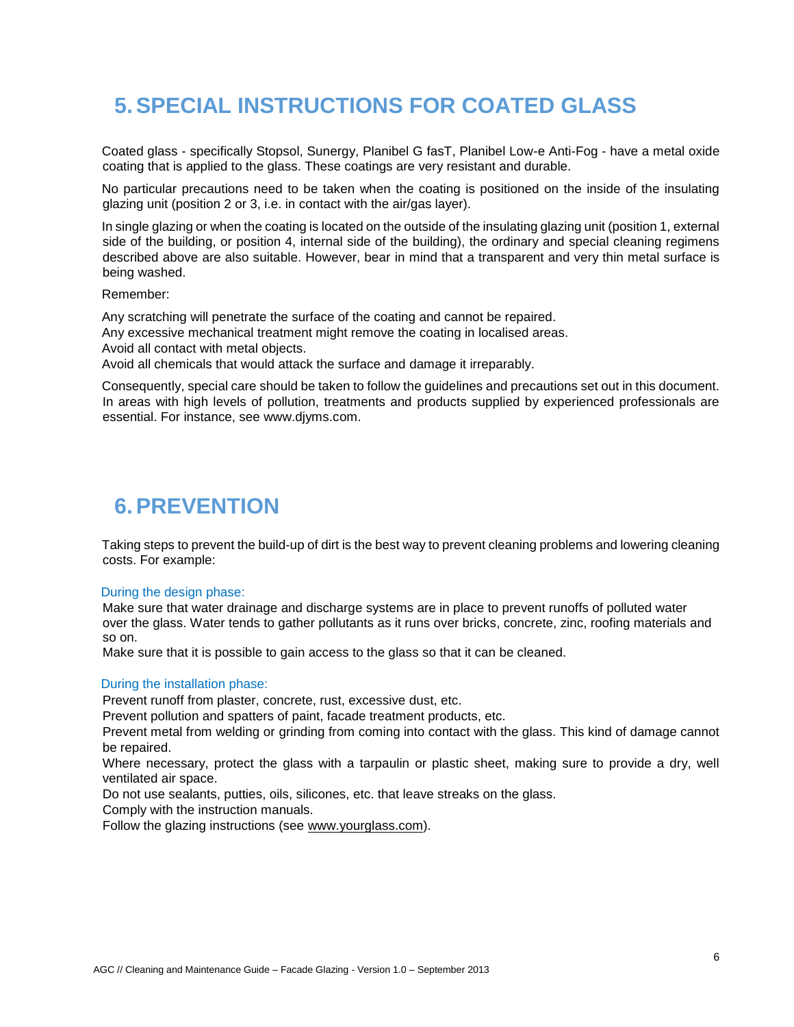# 5. SPECIAL INSTRUCTIONS FOR COATED GLASS

Coated glass - specifically Stopsol, Sunergy, Planibel G fasT, Planibel Low-e Anti-Fog - have a metal oxide coating that is applied to the glass. These coatings are very resistant and durable.

No particular precautions need to be taken when the coating is positioned on the inside of the insulating glazing unit (position 2 or 3, i.e. in contact with the air/gas layer).

In single glazing or when the coating is located on the outside of the insulating glazing unit (position 1, external side of the building, or position 4, internal side of the building), the ordinary and special cleaning regimens described above are also suitable. However, bear in mind that a transparent and very thin metal surface is being washed.

Remember:

Any scratching will penetrate the surface of the coating and cannot be repaired.
Any excessive mechanical treatment might remove the coating in localised areas.
Avoid all contact with metal objects.
Avoid all chemicals that would attack the surface and damage it irreparably.

Consequently, special care should be taken to follow the guidelines and precautions set out in this document. In areas with high levels of pollution, treatments and products supplied by experienced professionals are essential. For instance, see www.djyms.com.

# 6. PREVENTION

Taking steps to prevent the build-up of dirt is the best way to prevent cleaning problems and lowering cleaning costs. For example:

### During the design phase:

Make sure that water drainage and discharge systems are in place to prevent runoffs of polluted water over the glass. Water tends to gather pollutants as it runs over bricks, concrete, zinc, roofing materials and so on.
Make sure that it is possible to gain access to the glass so that it can be cleaned.

### During the installation phase:

Prevent runoff from plaster, concrete, rust, excessive dust, etc.
Prevent pollution and spatters of paint, facade treatment products, etc.
Prevent metal from welding or grinding from coming into contact with the glass. This kind of damage cannot be repaired.
Where necessary, protect the glass with a tarpaulin or plastic sheet, making sure to provide a dry, well ventilated air space.
Do not use sealants, putties, oils, silicones, etc. that leave streaks on the glass.
Comply with the instruction manuals.
Follow the glazing instructions (see www.yourglass.com).